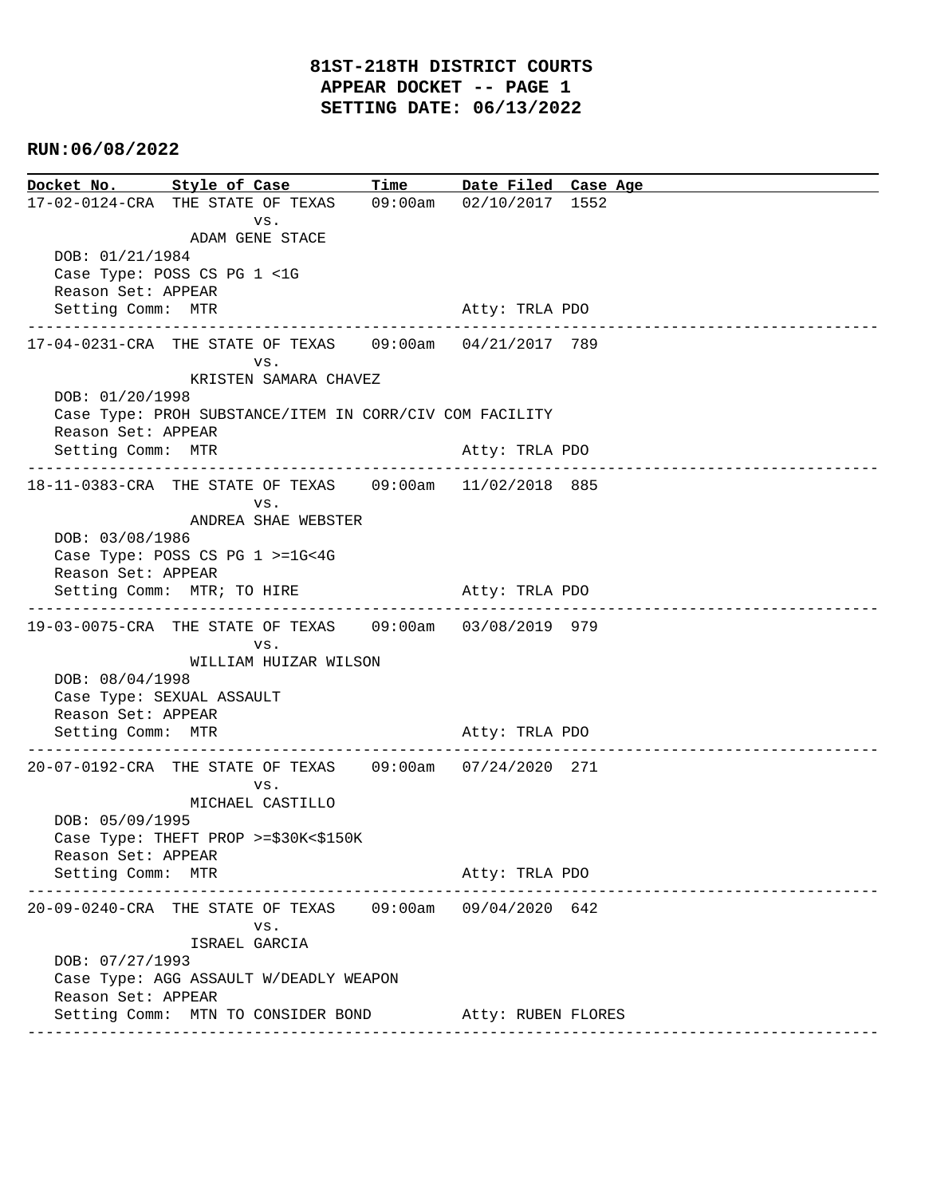# 81ST-218TH DISTRICT COURTS
## APPEAR DOCKET -- PAGE 1
## SETTING DATE: 06/13/2022

**RUN:06/08/2022**

| Docket No. | Style of Case | Time | Date Filed | Case Age |
|---|---|---|---|---|

17-02-0124-CRA THE STATE OF TEXAS 09:00am 02/10/2017 1552
vs.
ADAM GENE STACE
DOB: 01/21/1984
Case Type: POSS CS PG 1 <1G
Reason Set: APPEAR
Setting Comm: MTR Atty: TRLA PDO

---

17-04-0231-CRA THE STATE OF TEXAS 09:00am 04/21/2017 789
vs.
KRISTEN SAMARA CHAVEZ
DOB: 01/20/1998
Case Type: PROH SUBSTANCE/ITEM IN CORR/CIV COM FACILITY
Reason Set: APPEAR
Setting Comm: MTR Atty: TRLA PDO

---

18-11-0383-CRA THE STATE OF TEXAS 09:00am 11/02/2018 885
vs.
ANDREA SHAE WEBSTER
DOB: 03/08/1986
Case Type: POSS CS PG 1 >=1G<4G
Reason Set: APPEAR
Setting Comm: MTR; TO HIRE Atty: TRLA PDO

---

19-03-0075-CRA THE STATE OF TEXAS 09:00am 03/08/2019 979
vs.
WILLIAM HUIZAR WILSON
DOB: 08/04/1998
Case Type: SEXUAL ASSAULT
Reason Set: APPEAR
Setting Comm: MTR Atty: TRLA PDO

---

20-07-0192-CRA THE STATE OF TEXAS 09:00am 07/24/2020 271
vs.
MICHAEL CASTILLO
DOB: 05/09/1995
Case Type: THEFT PROP >=$30K<$150K
Reason Set: APPEAR
Setting Comm: MTR Atty: TRLA PDO

---

20-09-0240-CRA THE STATE OF TEXAS 09:00am 09/04/2020 642
vs.
ISRAEL GARCIA
DOB: 07/27/1993
Case Type: AGG ASSAULT W/DEADLY WEAPON
Reason Set: APPEAR
Setting Comm: MTN TO CONSIDER BOND Atty: RUBEN FLORES

---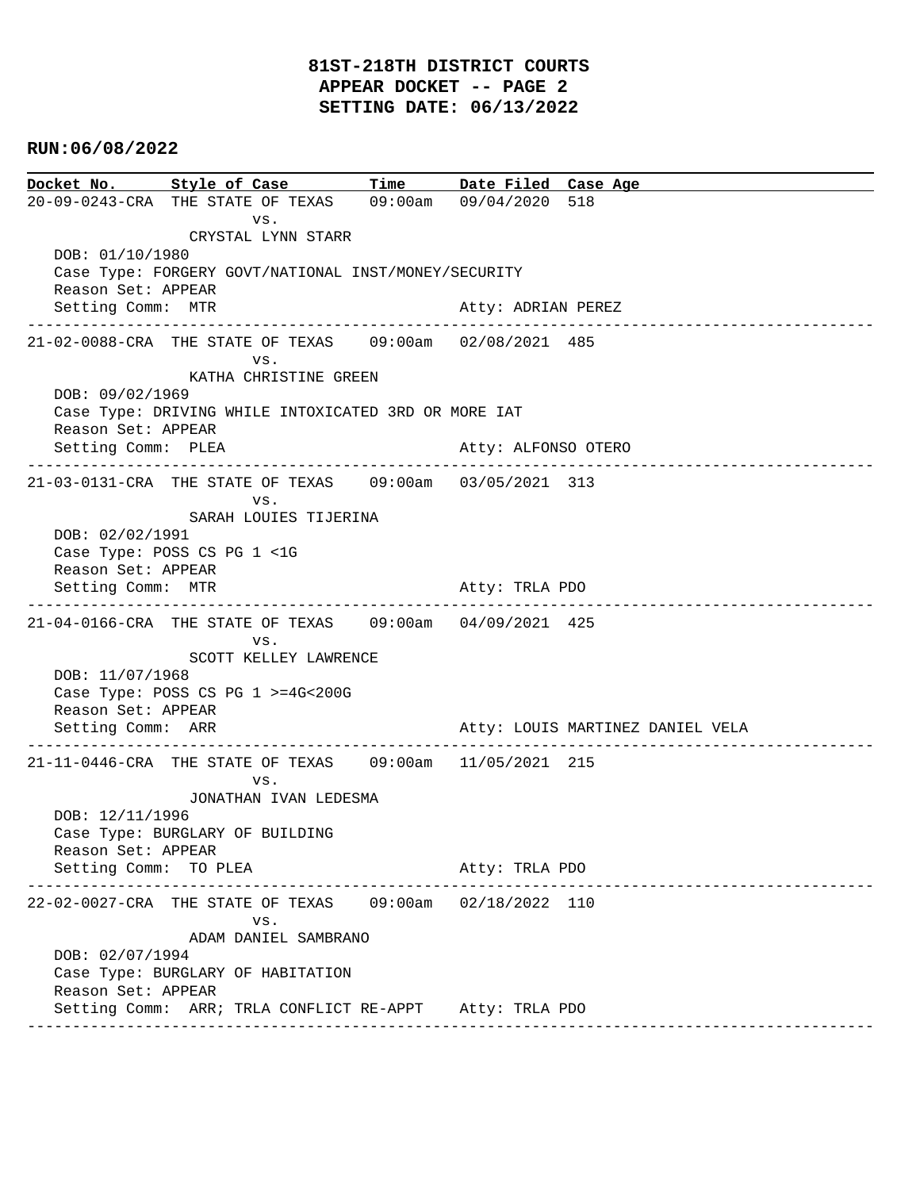# 81ST-218TH DISTRICT COURTS
## APPEAR DOCKET -- PAGE 2
## SETTING DATE: 06/13/2022

**RUN:06/08/2022**

| Docket No. | Style of Case | Time | Date Filed | Case Age |
|---|---|---|---|---|
| 20-09-0243-CRA | THE STATE OF TEXAS vs. CRYSTAL LYNN STARR | 09:00am | 09/04/2020 | 518 |

DOB: 01/10/1980
Case Type: FORGERY GOVT/NATIONAL INST/MONEY/SECURITY
Reason Set: APPEAR
Setting Comm: MTR — Atty: ADRIAN PEREZ

---

| Docket No. | Style of Case | Time | Date Filed | Case Age |
|---|---|---|---|---|
| 21-02-0088-CRA | THE STATE OF TEXAS vs. KATHA CHRISTINE GREEN | 09:00am | 02/08/2021 | 485 |

DOB: 09/02/1969
Case Type: DRIVING WHILE INTOXICATED 3RD OR MORE IAT
Reason Set: APPEAR
Setting Comm: PLEA — Atty: ALFONSO OTERO

---

| Docket No. | Style of Case | Time | Date Filed | Case Age |
|---|---|---|---|---|
| 21-03-0131-CRA | THE STATE OF TEXAS vs. SARAH LOUIES TIJERINA | 09:00am | 03/05/2021 | 313 |

DOB: 02/02/1991
Case Type: POSS CS PG 1 <1G
Reason Set: APPEAR
Setting Comm: MTR — Atty: TRLA PDO

---

| Docket No. | Style of Case | Time | Date Filed | Case Age |
|---|---|---|---|---|
| 21-04-0166-CRA | THE STATE OF TEXAS vs. SCOTT KELLEY LAWRENCE | 09:00am | 04/09/2021 | 425 |

DOB: 11/07/1968
Case Type: POSS CS PG 1 >=4G<200G
Reason Set: APPEAR
Setting Comm: ARR — Atty: LOUIS MARTINEZ DANIEL VELA

---

| Docket No. | Style of Case | Time | Date Filed | Case Age |
|---|---|---|---|---|
| 21-11-0446-CRA | THE STATE OF TEXAS vs. JONATHAN IVAN LEDESMA | 09:00am | 11/05/2021 | 215 |

DOB: 12/11/1996
Case Type: BURGLARY OF BUILDING
Reason Set: APPEAR
Setting Comm: TO PLEA — Atty: TRLA PDO

---

| Docket No. | Style of Case | Time | Date Filed | Case Age |
|---|---|---|---|---|
| 22-02-0027-CRA | THE STATE OF TEXAS vs. ADAM DANIEL SAMBRANO | 09:00am | 02/18/2022 | 110 |

DOB: 02/07/1994
Case Type: BURGLARY OF HABITATION
Reason Set: APPEAR
Setting Comm: ARR; TRLA CONFLICT RE-APPT — Atty: TRLA PDO

---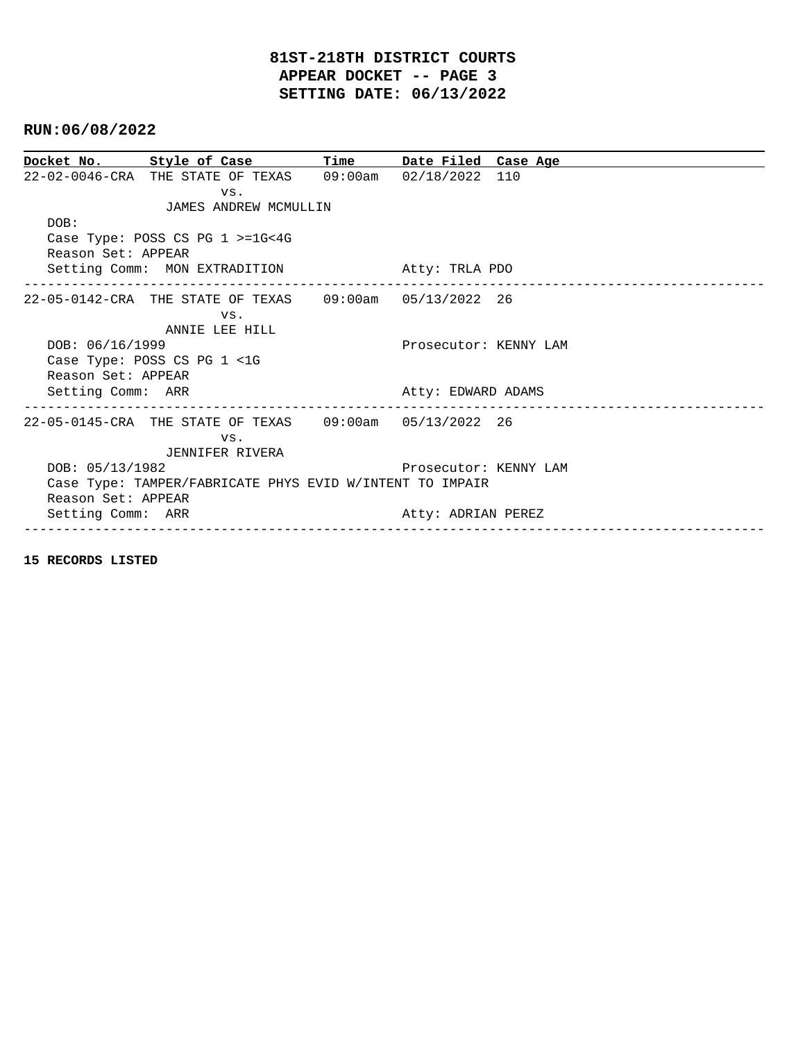**81ST-218TH DISTRICT COURTS**
**APPEAR DOCKET -- PAGE 3**
**SETTING DATE: 06/13/2022**

**RUN:06/08/2022**

| Docket No. | Style of Case | Time | Date Filed | Case Age |
|---|---|---|---|---|
| 22-02-0046-CRA | THE STATE OF TEXAS vs. JAMES ANDREW MCMULLIN | 09:00am | 02/18/2022 | 110 |

DOB:
Case Type: POSS CS PG 1 >=1G<4G
Reason Set: APPEAR
Setting Comm: MON EXTRADITION — Atty: TRLA PDO

---

| Docket No. | Style of Case | Time | Date Filed | Case Age |
|---|---|---|---|---|
| 22-05-0142-CRA | THE STATE OF TEXAS vs. ANNIE LEE HILL | 09:00am | 05/13/2022 | 26 |

DOB: 06/16/1999 — Prosecutor: KENNY LAM
Case Type: POSS CS PG 1 <1G
Reason Set: APPEAR
Setting Comm: ARR — Atty: EDWARD ADAMS

---

| Docket No. | Style of Case | Time | Date Filed | Case Age |
|---|---|---|---|---|
| 22-05-0145-CRA | THE STATE OF TEXAS vs. JENNIFER RIVERA | 09:00am | 05/13/2022 | 26 |

DOB: 05/13/1982 — Prosecutor: KENNY LAM
Case Type: TAMPER/FABRICATE PHYS EVID W/INTENT TO IMPAIR
Reason Set: APPEAR
Setting Comm: ARR — Atty: ADRIAN PEREZ

---

**15 RECORDS LISTED**